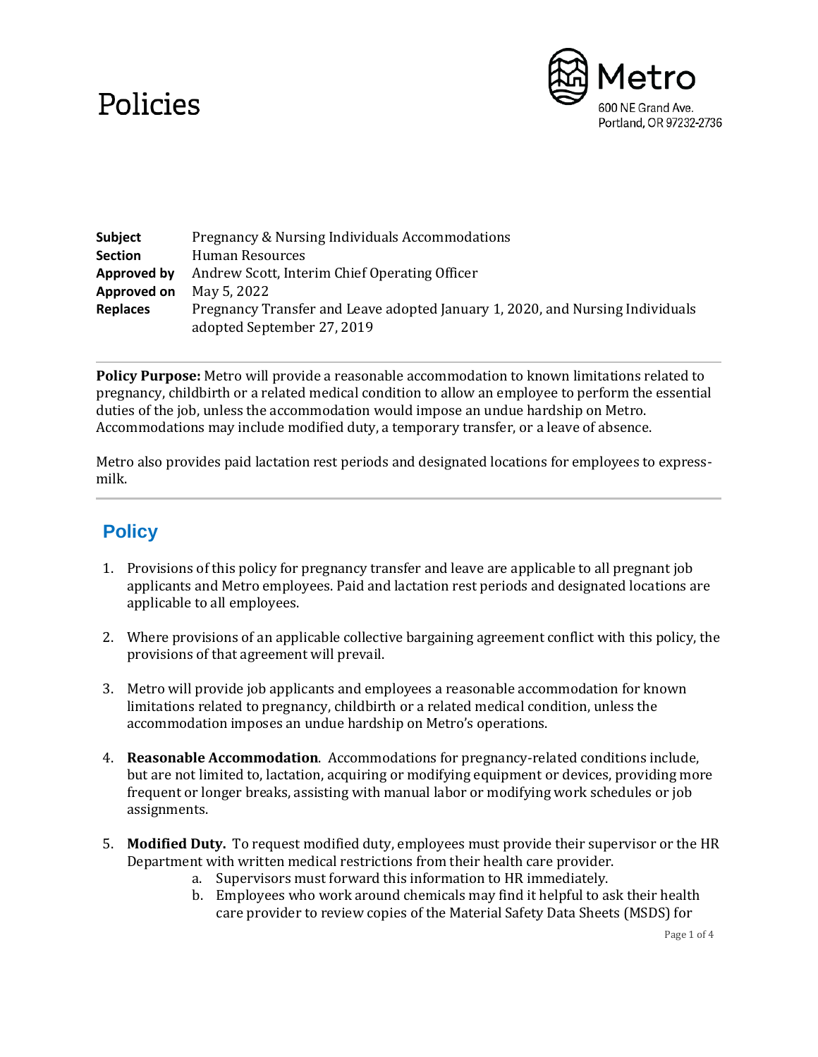# Policies

Metro
600 NE Grand Ave.
Portland, OR 97232-2736

**Subject** Pregnancy & Nursing Individuals Accommodations
**Section** Human Resources
**Approved by** Andrew Scott, Interim Chief Operating Officer
**Approved on** May 5, 2022
**Replaces** Pregnancy Transfer and Leave adopted January 1, 2020, and Nursing Individuals adopted September 27, 2019

---

**Policy Purpose:** Metro will provide a reasonable accommodation to known limitations related to pregnancy, childbirth or a related medical condition to allow an employee to perform the essential duties of the job, unless the accommodation would impose an undue hardship on Metro. Accommodations may include modified duty, a temporary transfer, or a leave of absence.

Metro also provides paid lactation rest periods and designated locations for employees to express-milk.

---

## Policy

1. Provisions of this policy for pregnancy transfer and leave are applicable to all pregnant job applicants and Metro employees. Paid and lactation rest periods and designated locations are applicable to all employees.

2. Where provisions of an applicable collective bargaining agreement conflict with this policy, the provisions of that agreement will prevail.

3. Metro will provide job applicants and employees a reasonable accommodation for known limitations related to pregnancy, childbirth or a related medical condition, unless the accommodation imposes an undue hardship on Metro's operations.

4. **Reasonable Accommodation**. Accommodations for pregnancy-related conditions include, but are not limited to, lactation, acquiring or modifying equipment or devices, providing more frequent or longer breaks, assisting with manual labor or modifying work schedules or job assignments.

5. **Modified Duty.** To request modified duty, employees must provide their supervisor or the HR Department with written medical restrictions from their health care provider.
   a. Supervisors must forward this information to HR immediately.
   b. Employees who work around chemicals may find it helpful to ask their health care provider to review copies of the Material Safety Data Sheets (MSDS) for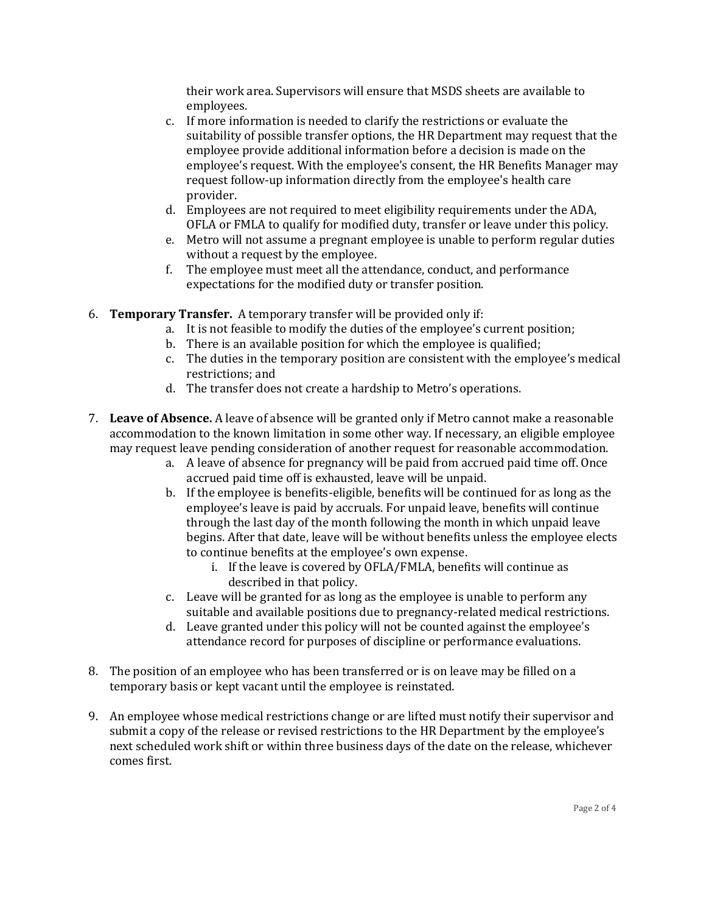their work area. Supervisors will ensure that MSDS sheets are available to employees.

   c. If more information is needed to clarify the restrictions or evaluate the suitability of possible transfer options, the HR Department may request that the employee provide additional information before a decision is made on the employee's request. With the employee's consent, the HR Benefits Manager may request follow-up information directly from the employee's health care provider.
   d. Employees are not required to meet eligibility requirements under the ADA, OFLA or FMLA to qualify for modified duty, transfer or leave under this policy.
   e. Metro will not assume a pregnant employee is unable to perform regular duties without a request by the employee.
   f. The employee must meet all the attendance, conduct, and performance expectations for the modified duty or transfer position.

6. **Temporary Transfer.** A temporary transfer will be provided only if:
   a. It is not feasible to modify the duties of the employee's current position;
   b. There is an available position for which the employee is qualified;
   c. The duties in the temporary position are consistent with the employee's medical restrictions; and
   d. The transfer does not create a hardship to Metro's operations.

7. **Leave of Absence.** A leave of absence will be granted only if Metro cannot make a reasonable accommodation to the known limitation in some other way. If necessary, an eligible employee may request leave pending consideration of another request for reasonable accommodation.
   a. A leave of absence for pregnancy will be paid from accrued paid time off. Once accrued paid time off is exhausted, leave will be unpaid.
   b. If the employee is benefits-eligible, benefits will be continued for as long as the employee's leave is paid by accruals. For unpaid leave, benefits will continue through the last day of the month following the month in which unpaid leave begins. After that date, leave will be without benefits unless the employee elects to continue benefits at the employee's own expense.
      i. If the leave is covered by OFLA/FMLA, benefits will continue as described in that policy.
   c. Leave will be granted for as long as the employee is unable to perform any suitable and available positions due to pregnancy-related medical restrictions.
   d. Leave granted under this policy will not be counted against the employee's attendance record for purposes of discipline or performance evaluations.

8. The position of an employee who has been transferred or is on leave may be filled on a temporary basis or kept vacant until the employee is reinstated.

9. An employee whose medical restrictions change or are lifted must notify their supervisor and submit a copy of the release or revised restrictions to the HR Department by the employee's next scheduled work shift or within three business days of the date on the release, whichever comes first.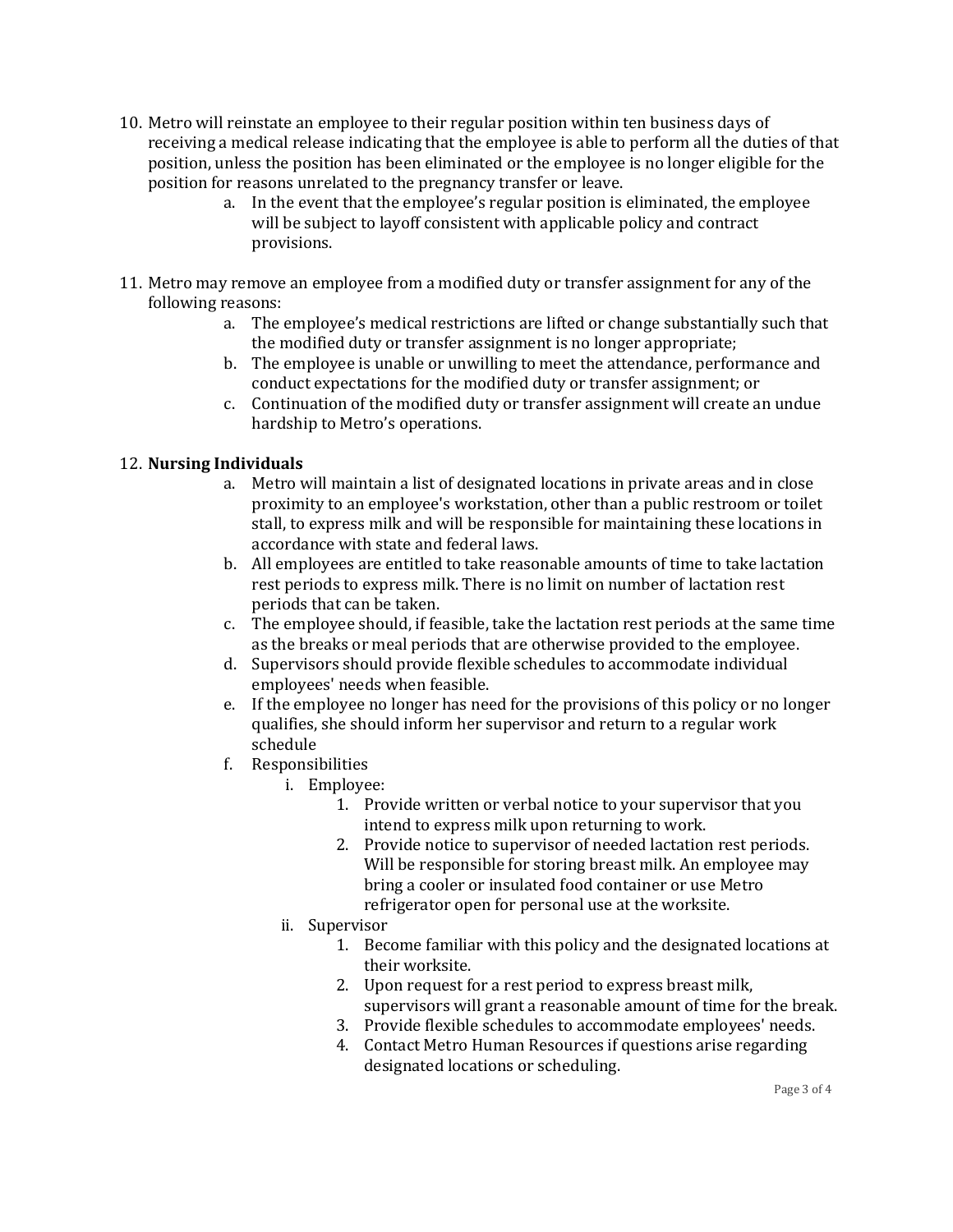10. Metro will reinstate an employee to their regular position within ten business days of receiving a medical release indicating that the employee is able to perform all the duties of that position, unless the position has been eliminated or the employee is no longer eligible for the position for reasons unrelated to the pregnancy transfer or leave.
    a. In the event that the employee's regular position is eliminated, the employee will be subject to layoff consistent with applicable policy and contract provisions.

11. Metro may remove an employee from a modified duty or transfer assignment for any of the following reasons:
    a. The employee's medical restrictions are lifted or change substantially such that the modified duty or transfer assignment is no longer appropriate;
    b. The employee is unable or unwilling to meet the attendance, performance and conduct expectations for the modified duty or transfer assignment; or
    c. Continuation of the modified duty or transfer assignment will create an undue hardship to Metro's operations.

12. **Nursing Individuals**
    a. Metro will maintain a list of designated locations in private areas and in close proximity to an employee's workstation, other than a public restroom or toilet stall, to express milk and will be responsible for maintaining these locations in accordance with state and federal laws.
    b. All employees are entitled to take reasonable amounts of time to take lactation rest periods to express milk. There is no limit on number of lactation rest periods that can be taken.
    c. The employee should, if feasible, take the lactation rest periods at the same time as the breaks or meal periods that are otherwise provided to the employee.
    d. Supervisors should provide flexible schedules to accommodate individual employees' needs when feasible.
    e. If the employee no longer has need for the provisions of this policy or no longer qualifies, she should inform her supervisor and return to a regular work schedule
    f. Responsibilities
        i. Employee:
            1. Provide written or verbal notice to your supervisor that you intend to express milk upon returning to work.
            2. Provide notice to supervisor of needed lactation rest periods. Will be responsible for storing breast milk. An employee may bring a cooler or insulated food container or use Metro refrigerator open for personal use at the worksite.
        ii. Supervisor
            1. Become familiar with this policy and the designated locations at their worksite.
            2. Upon request for a rest period to express breast milk, supervisors will grant a reasonable amount of time for the break.
            3. Provide flexible schedules to accommodate employees' needs.
            4. Contact Metro Human Resources if questions arise regarding designated locations or scheduling.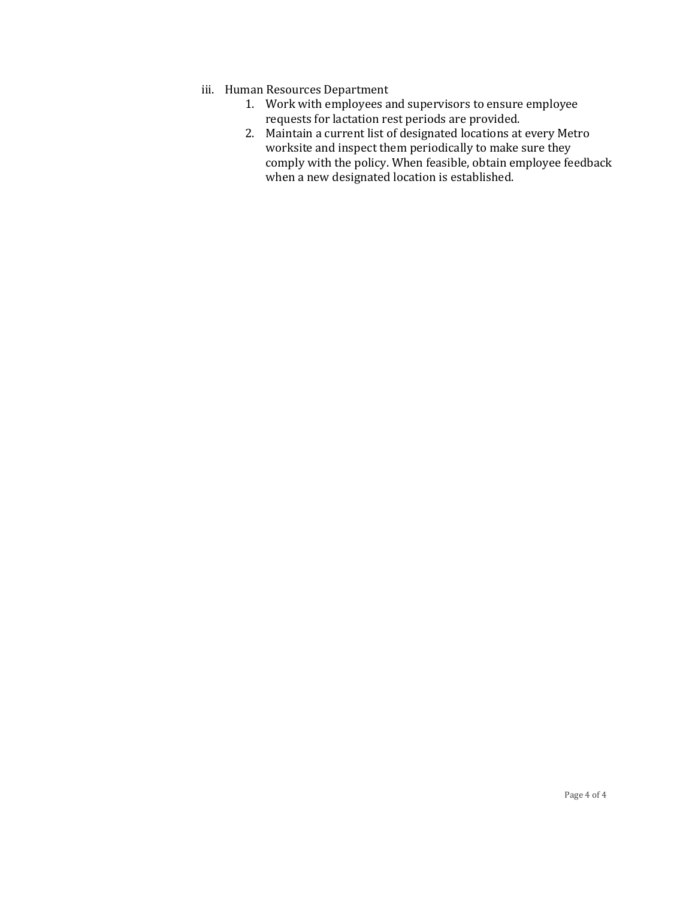iii. Human Resources Department

1. Work with employees and supervisors to ensure employee requests for lactation rest periods are provided.
2. Maintain a current list of designated locations at every Metro worksite and inspect them periodically to make sure they comply with the policy. When feasible, obtain employee feedback when a new designated location is established.